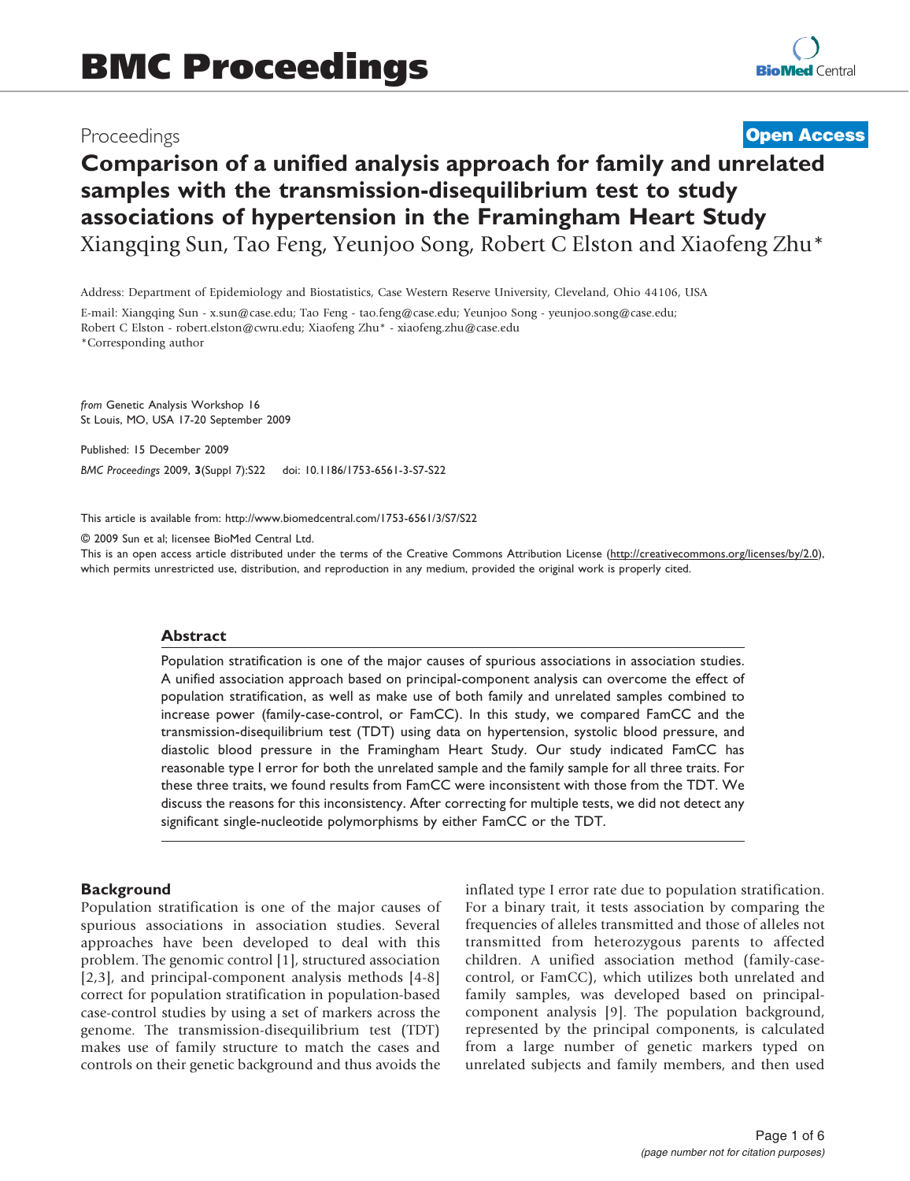# BMC Proceedings

Proceedings **Open Access**

# Comparison of a unified analysis approach for family and unrelated samples with the transmission-disequilibrium test to study associations of hypertension in the Framingham Heart Study

Xiangqing Sun, Tao Feng, Yeunjoo Song, Robert C Elston and Xiaofeng Zhu*

Address: Department of Epidemiology and Biostatistics, Case Western Reserve University, Cleveland, Ohio 44106, USA

E-mail: Xiangqing Sun - x.sun@case.edu; Tao Feng - tao.feng@case.edu; Yeunjoo Song - yeunjoo.song@case.edu; Robert C Elston - robert.elston@cwru.edu; Xiaofeng Zhu* - xiaofeng.zhu@case.edu

*Corresponding author

*from* Genetic Analysis Workshop 16
St Louis, MO, USA 17-20 September 2009

Published: 15 December 2009

*BMC Proceedings* 2009, **3**(Suppl 7):S22 doi: 10.1186/1753-6561-3-S7-S22

This article is available from: http://www.biomedcentral.com/1753-6561/3/S7/S22

© 2009 Sun et al; licensee BioMed Central Ltd.

This is an open access article distributed under the terms of the Creative Commons Attribution License (http://creativecommons.org/licenses/by/2.0), which permits unrestricted use, distribution, and reproduction in any medium, provided the original work is properly cited.

## Abstract

Population stratification is one of the major causes of spurious associations in association studies. A unified association approach based on principal-component analysis can overcome the effect of population stratification, as well as make use of both family and unrelated samples combined to increase power (family-case-control, or FamCC). In this study, we compared FamCC and the transmission-disequilibrium test (TDT) using data on hypertension, systolic blood pressure, and diastolic blood pressure in the Framingham Heart Study. Our study indicated FamCC has reasonable type I error for both the unrelated sample and the family sample for all three traits. For these three traits, we found results from FamCC were inconsistent with those from the TDT. We discuss the reasons for this inconsistency. After correcting for multiple tests, we did not detect any significant single-nucleotide polymorphisms by either FamCC or the TDT.

## Background

Population stratification is one of the major causes of spurious associations in association studies. Several approaches have been developed to deal with this problem. The genomic control [1], structured association [2,3], and principal-component analysis methods [4-8] correct for population stratification in population-based case-control studies by using a set of markers across the genome. The transmission-disequilibrium test (TDT) makes use of family structure to match the cases and controls on their genetic background and thus avoids the inflated type I error rate due to population stratification. For a binary trait, it tests association by comparing the frequencies of alleles transmitted and those of alleles not transmitted from heterozygous parents to affected children. A unified association method (family-case-control, or FamCC), which utilizes both unrelated and family samples, was developed based on principal-component analysis [9]. The population background, represented by the principal components, is calculated from a large number of genetic markers typed on unrelated subjects and family members, and then used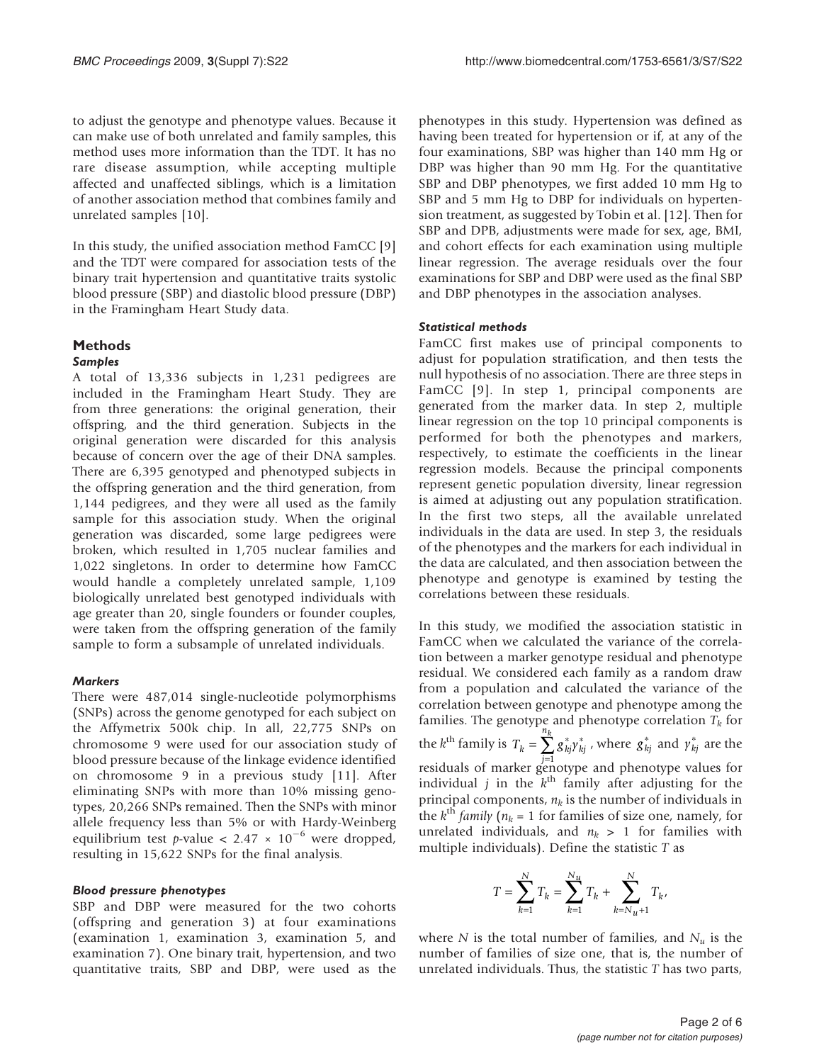to adjust the genotype and phenotype values. Because it can make use of both unrelated and family samples, this method uses more information than the TDT. It has no rare disease assumption, while accepting multiple affected and unaffected siblings, which is a limitation of another association method that combines family and unrelated samples [10].

In this study, the unified association method FamCC [9] and the TDT were compared for association tests of the binary trait hypertension and quantitative traits systolic blood pressure (SBP) and diastolic blood pressure (DBP) in the Framingham Heart Study data.

## Methods

### *Samples*

A total of 13,336 subjects in 1,231 pedigrees are included in the Framingham Heart Study. They are from three generations: the original generation, their offspring, and the third generation. Subjects in the original generation were discarded for this analysis because of concern over the age of their DNA samples. There are 6,395 genotyped and phenotyped subjects in the offspring generation and the third generation, from 1,144 pedigrees, and they were all used as the family sample for this association study. When the original generation was discarded, some large pedigrees were broken, which resulted in 1,705 nuclear families and 1,022 singletons. In order to determine how FamCC would handle a completely unrelated sample, 1,109 biologically unrelated best genotyped individuals with age greater than 20, single founders or founder couples, were taken from the offspring generation of the family sample to form a subsample of unrelated individuals.

### *Markers*

There were 487,014 single-nucleotide polymorphisms (SNPs) across the genome genotyped for each subject on the Affymetrix 500k chip. In all, 22,775 SNPs on chromosome 9 were used for our association study of blood pressure because of the linkage evidence identified on chromosome 9 in a previous study [11]. After eliminating SNPs with more than 10% missing genotypes, 20,266 SNPs remained. Then the SNPs with minor allele frequency less than 5% or with Hardy-Weinberg equilibrium test $p$-value $< 2.47 \times 10^{-6}$ were dropped, resulting in 15,622 SNPs for the final analysis.

### *Blood pressure phenotypes*

SBP and DBP were measured for the two cohorts (offspring and generation 3) at four examinations (examination 1, examination 3, examination 5, and examination 7). One binary trait, hypertension, and two quantitative traits, SBP and DBP, were used as the phenotypes in this study. Hypertension was defined as having been treated for hypertension or if, at any of the four examinations, SBP was higher than 140 mm Hg or DBP was higher than 90 mm Hg. For the quantitative SBP and DBP phenotypes, we first added 10 mm Hg to SBP and 5 mm Hg to DBP for individuals on hypertension treatment, as suggested by Tobin et al. [12]. Then for SBP and DPB, adjustments were made for sex, age, BMI, and cohort effects for each examination using multiple linear regression. The average residuals over the four examinations for SBP and DBP were used as the final SBP and DBP phenotypes in the association analyses.

### *Statistical methods*

FamCC first makes use of principal components to adjust for population stratification, and then tests the null hypothesis of no association. There are three steps in FamCC [9]. In step 1, principal components are generated from the marker data. In step 2, multiple linear regression on the top 10 principal components is performed for both the phenotypes and markers, respectively, to estimate the coefficients in the linear regression models. Because the principal components represent genetic population diversity, linear regression is aimed at adjusting out any population stratification. In the first two steps, all the available unrelated individuals in the data are used. In step 3, the residuals of the phenotypes and the markers for each individual in the data are calculated, and then association between the phenotype and genotype is examined by testing the correlations between these residuals.

In this study, we modified the association statistic in FamCC when we calculated the variance of the correlation between a marker genotype residual and phenotype residual. We considered each family as a random draw from a population and calculated the variance of the correlation between genotype and phenotype among the families. The genotype and phenotype correlation $T_k$ for the $k^{\text{th}}$ family is $T_k = \sum_{j=1}^{n_k} g_{kj}^* y_{kj}^*$, where $g_{kj}^*$ and $y_{kj}^*$ are the residuals of marker genotype and phenotype values for individual $j$ in the $k^{\text{th}}$ family after adjusting for the principal components, $n_k$ is the number of individuals in the $k^{\text{th}}$ *family* ($n_k = 1$ for families of size one, namely, for unrelated individuals, and $n_k > 1$ for families with multiple individuals). Define the statistic $T$ as

$$T = \sum_{k=1}^{N} T_k = \sum_{k=1}^{N_u} T_k + \sum_{k=N_u+1}^{N} T_k,$$

where $N$ is the total number of families, and $N_u$ is the number of families of size one, that is, the number of unrelated individuals. Thus, the statistic $T$ has two parts,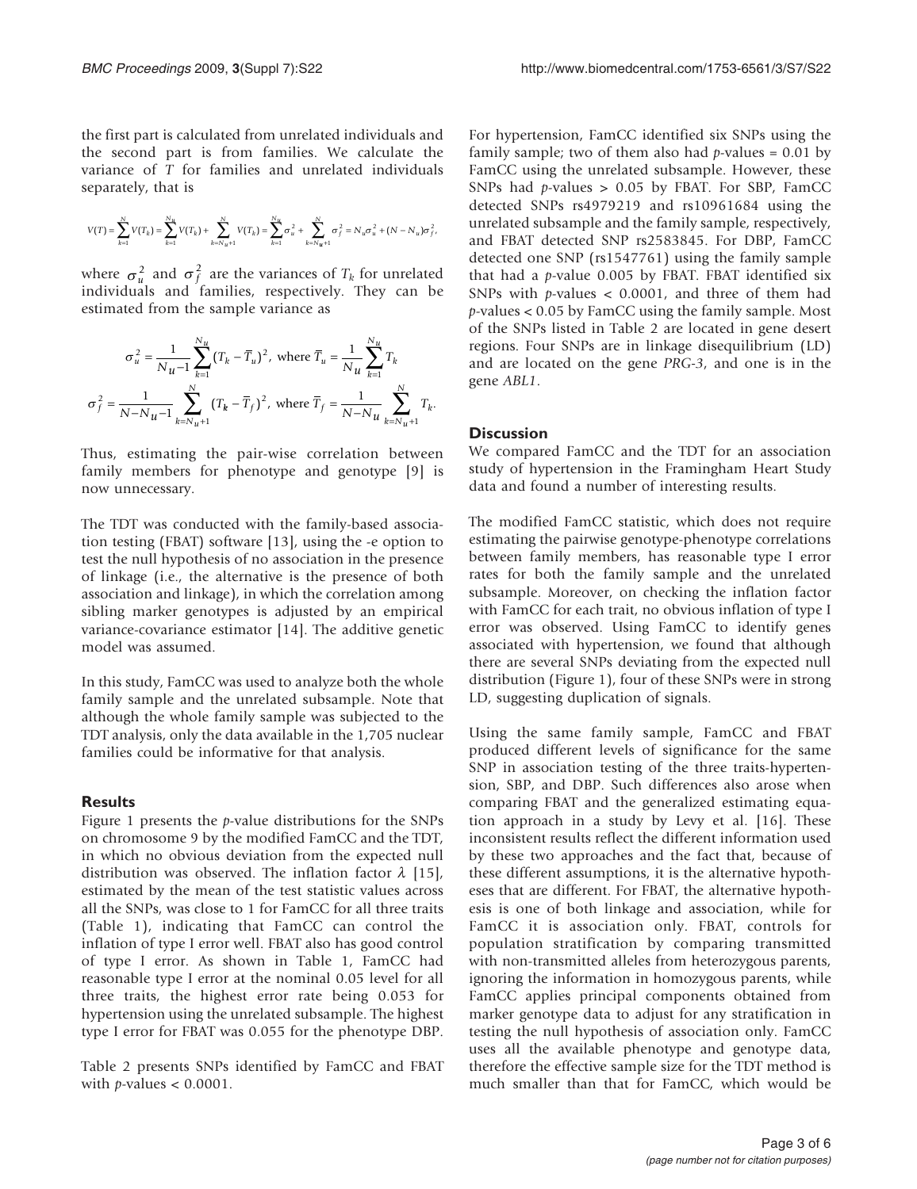the first part is calculated from unrelated individuals and the second part is from families. We calculate the variance of $T$ for families and unrelated individuals separately, that is

$$V(T) = \sum_{k=1}^{N} V(T_k) = \sum_{k=1}^{N_u} V(T_k) + \sum_{k=N_u+1}^{N} V(T_k) = \sum_{k=1}^{N_u} \sigma_u^2 + \sum_{k=N_u+1}^{N} \sigma_f^2 = N_u \sigma_u^2 + (N - N_u)\sigma_f^2,$$

where $\sigma_u^2$ and $\sigma_f^2$ are the variances of $T_k$ for unrelated individuals and families, respectively. They can be estimated from the sample variance as

$$\sigma_u^2 = \frac{1}{N_u - 1} \sum_{k=1}^{N_u} (T_k - \bar{T}_u)^2, \text{ where } \bar{T}_u = \frac{1}{N_u} \sum_{k=1}^{N_u} T_k$$

$$\sigma_f^2 = \frac{1}{N - N_u - 1} \sum_{k=N_u+1}^{N} (T_k - \bar{T}_f)^2, \text{ where } \bar{T}_f = \frac{1}{N - N_u} \sum_{k=N_u+1}^{N} T_k.$$

Thus, estimating the pair-wise correlation between family members for phenotype and genotype [9] is now unnecessary.

The TDT was conducted with the family-based association testing (FBAT) software [13], using the -e option to test the null hypothesis of no association in the presence of linkage (i.e., the alternative is the presence of both association and linkage), in which the correlation among sibling marker genotypes is adjusted by an empirical variance-covariance estimator [14]. The additive genetic model was assumed.

In this study, FamCC was used to analyze both the whole family sample and the unrelated subsample. Note that although the whole family sample was subjected to the TDT analysis, only the data available in the 1,705 nuclear families could be informative for that analysis.

## Results

Figure 1 presents the $p$-value distributions for the SNPs on chromosome 9 by the modified FamCC and the TDT, in which no obvious deviation from the expected null distribution was observed. The inflation factor $\lambda$ [15], estimated by the mean of the test statistic values across all the SNPs, was close to 1 for FamCC for all three traits (Table 1), indicating that FamCC can control the inflation of type I error well. FBAT also has good control of type I error. As shown in Table 1, FamCC had reasonable type I error at the nominal 0.05 level for all three traits, the highest error rate being 0.053 for hypertension using the unrelated subsample. The highest type I error for FBAT was 0.055 for the phenotype DBP.

Table 2 presents SNPs identified by FamCC and FBAT with $p$-values < 0.0001.

For hypertension, FamCC identified six SNPs using the family sample; two of them also had $p$-values = 0.01 by FamCC using the unrelated subsample. However, these SNPs had $p$-values > 0.05 by FBAT. For SBP, FamCC detected SNPs rs4979219 and rs10961684 using the unrelated subsample and the family sample, respectively, and FBAT detected SNP rs2583845. For DBP, FamCC detected one SNP (rs1547761) using the family sample that had a $p$-value 0.005 by FBAT. FBAT identified six SNPs with $p$-values < 0.0001, and three of them had $p$-values < 0.05 by FamCC using the family sample. Most of the SNPs listed in Table 2 are located in gene desert regions. Four SNPs are in linkage disequilibrium (LD) and are located on the gene *PRG-3*, and one is in the gene *ABL1*.

## Discussion

We compared FamCC and the TDT for an association study of hypertension in the Framingham Heart Study data and found a number of interesting results.

The modified FamCC statistic, which does not require estimating the pairwise genotype-phenotype correlations between family members, has reasonable type I error rates for both the family sample and the unrelated subsample. Moreover, on checking the inflation factor with FamCC for each trait, no obvious inflation of type I error was observed. Using FamCC to identify genes associated with hypertension, we found that although there are several SNPs deviating from the expected null distribution (Figure 1), four of these SNPs were in strong LD, suggesting duplication of signals.

Using the same family sample, FamCC and FBAT produced different levels of significance for the same SNP in association testing of the three traits-hypertension, SBP, and DBP. Such differences also arose when comparing FBAT and the generalized estimating equation approach in a study by Levy et al. [16]. These inconsistent results reflect the different information used by these two approaches and the fact that, because of these different assumptions, it is the alternative hypotheses that are different. For FBAT, the alternative hypothesis is one of both linkage and association, while for FamCC it is association only. FBAT, controls for population stratification by comparing transmitted with non-transmitted alleles from heterozygous parents, ignoring the information in homozygous parents, while FamCC applies principal components obtained from marker genotype data to adjust for any stratification in testing the null hypothesis of association only. FamCC uses all the available phenotype and genotype data, therefore the effective sample size for the TDT method is much smaller than that for FamCC, which would be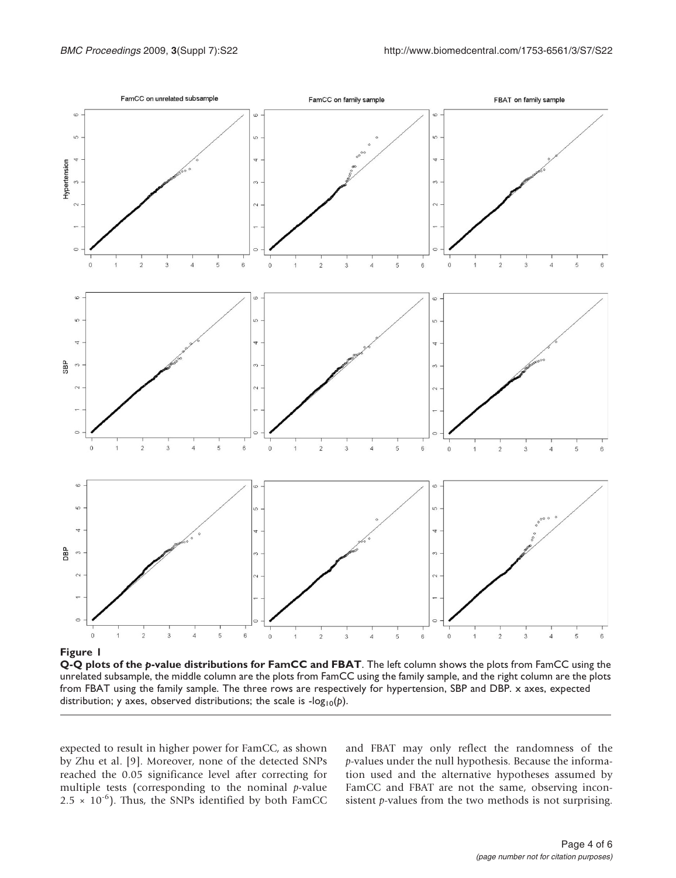**Figure 1**

**Q-Q plots of the *p*-value distributions for FamCC and FBAT**. The left column shows the plots from FamCC using the unrelated subsample, the middle column are the plots from FamCC using the family sample, and the right column are the plots from FBAT using the family sample. The three rows are respectively for hypertension, SBP and DBP. x axes, expected distribution; y axes, observed distributions; the scale is $-\log_{10}(p)$.

expected to result in higher power for FamCC, as shown by Zhu et al. [9]. Moreover, none of the detected SNPs reached the 0.05 significance level after correcting for multiple tests (corresponding to the nominal *p*-value $2.5 \times 10^{-6}$). Thus, the SNPs identified by both FamCC and FBAT may only reflect the randomness of the *p*-values under the null hypothesis. Because the information used and the alternative hypotheses assumed by FamCC and FBAT are not the same, observing inconsistent *p*-values from the two methods is not surprising.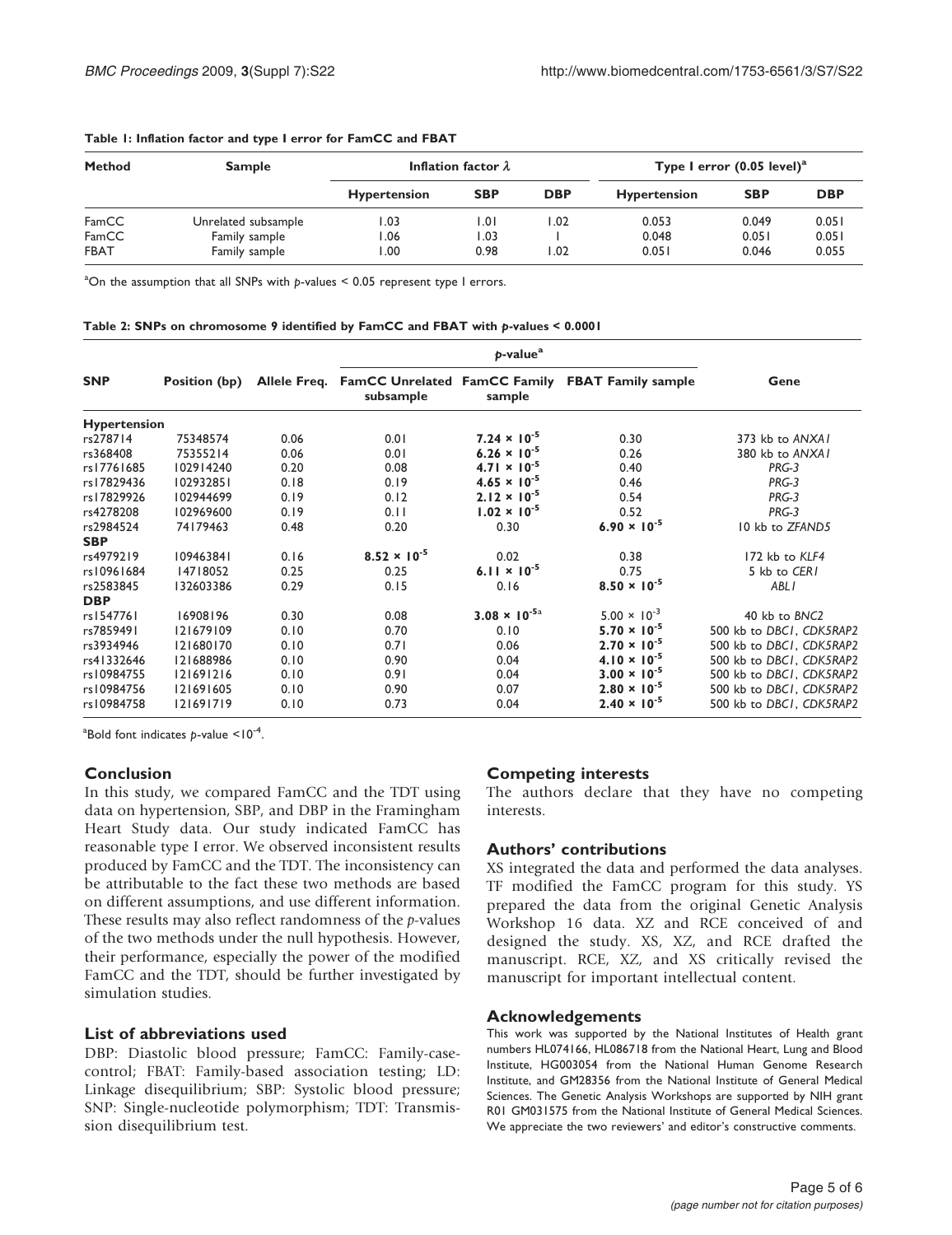**Table 1: Inflation factor and type I error for FamCC and FBAT**

| Method | Sample | Inflation factor $\lambda$ | | | Type I error (0.05 level)[a] | | |
|---|---|---|---|---|---|---|---|
| | | Hypertension | SBP | DBP | Hypertension | SBP | DBP |
| FamCC | Unrelated subsample | 1.03 | 1.01 | 1.02 | 0.053 | 0.049 | 0.051 |
| FamCC | Family sample | 1.06 | 1.03 | 1 | 0.048 | 0.051 | 0.051 |
| FBAT | Family sample | 1.00 | 0.98 | 1.02 | 0.051 | 0.046 | 0.055 |

[a]On the assumption that all SNPs with $p$-values < 0.05 represent type I errors.

**Table 2: SNPs on chromosome 9 identified by FamCC and FBAT with $p$-values < 0.0001**

| SNP | Position (bp) | Allele Freq. | $p$-value[a] | | | Gene |
|---|---|---|---|---|---|---|
| | | | FamCC Unrelated subsample | FamCC Family sample | FBAT Family sample | |
| **Hypertension** | | | | | | |
| rs278714 | 75348574 | 0.06 | 0.01 | **$7.24 \times 10^{-5}$** | 0.30 | 373 kb to *ANXA1* |
| rs368408 | 75355214 | 0.06 | 0.01 | **$6.26 \times 10^{-5}$** | 0.26 | 380 kb to *ANXA1* |
| rs17761685 | 102914240 | 0.20 | 0.08 | **$4.71 \times 10^{-5}$** | 0.40 | *PRG-3* |
| rs17829436 | 102932851 | 0.18 | 0.19 | **$4.65 \times 10^{-5}$** | 0.46 | *PRG-3* |
| rs17829926 | 102944699 | 0.19 | 0.12 | **$2.12 \times 10^{-5}$** | 0.54 | *PRG-3* |
| rs4278208 | 102969600 | 0.19 | 0.11 | **$1.02 \times 10^{-5}$** | 0.52 | *PRG-3* |
| rs2984524 | 74179463 | 0.48 | 0.20 | 0.30 | **$6.90 \times 10^{-5}$** | 10 kb to *ZFAND5* |
| **SBP** | | | | | | |
| rs4979219 | 109463841 | 0.16 | **$8.52 \times 10^{-5}$** | 0.02 | 0.38 | 172 kb to *KLF4* |
| rs10961684 | 14718052 | 0.25 | 0.25 | **$6.11 \times 10^{-5}$** | 0.75 | 5 kb to *CER1* |
| rs2583845 | 132603386 | 0.29 | 0.15 | 0.16 | **$8.50 \times 10^{-5}$** | *ABL1* |
| **DBP** | | | | | | |
| rs1547761 | 16908196 | 0.30 | 0.08 | **$3.08 \times 10^{-5a}$** | $5.00 \times 10^{-3}$ | 40 kb to *BNC2* |
| rs7859491 | 121679109 | 0.10 | 0.70 | 0.10 | **$5.70 \times 10^{-5}$** | 500 kb to *DBC1*, *CDK5RAP2* |
| rs3934946 | 121680170 | 0.10 | 0.71 | 0.06 | **$2.70 \times 10^{-5}$** | 500 kb to *DBC1*, *CDK5RAP2* |
| rs41332646 | 121688986 | 0.10 | 0.90 | 0.04 | **$4.10 \times 10^{-5}$** | 500 kb to *DBC1*, *CDK5RAP2* |
| rs10984755 | 121691216 | 0.10 | 0.91 | 0.04 | **$3.00 \times 10^{-5}$** | 500 kb to *DBC1*, *CDK5RAP2* |
| rs10984756 | 121691605 | 0.10 | 0.90 | 0.07 | **$2.80 \times 10^{-5}$** | 500 kb to *DBC1*, *CDK5RAP2* |
| rs10984758 | 121691719 | 0.10 | 0.73 | 0.04 | **$2.40 \times 10^{-5}$** | 500 kb to *DBC1*, *CDK5RAP2* |

[a]Bold font indicates $p$-value $<10^{-4}$.

## Conclusion

In this study, we compared FamCC and the TDT using data on hypertension, SBP, and DBP in the Framingham Heart Study data. Our study indicated FamCC has reasonable type I error. We observed inconsistent results produced by FamCC and the TDT. The inconsistency can be attributable to the fact these two methods are based on different assumptions, and use different information. These results may also reflect randomness of the $p$-values of the two methods under the null hypothesis. However, their performance, especially the power of the modified FamCC and the TDT, should be further investigated by simulation studies.

## List of abbreviations used

DBP: Diastolic blood pressure; FamCC: Family-case-control; FBAT: Family-based association testing; LD: Linkage disequilibrium; SBP: Systolic blood pressure; SNP: Single-nucleotide polymorphism; TDT: Transmission disequilibrium test.

## Competing interests

The authors declare that they have no competing interests.

## Authors' contributions

XS integrated the data and performed the data analyses. TF modified the FamCC program for this study. YS prepared the data from the original Genetic Analysis Workshop 16 data. XZ and RCE conceived of and designed the study. XS, XZ, and RCE drafted the manuscript. RCE, XZ, and XS critically revised the manuscript for important intellectual content.

## Acknowledgements

This work was supported by the National Institutes of Health grant numbers HL074166, HL086718 from the National Heart, Lung and Blood Institute, HG003054 from the National Human Genome Research Institute, and GM28356 from the National Institute of General Medical Sciences. The Genetic Analysis Workshops are supported by NIH grant R01 GM031575 from the National Institute of General Medical Sciences. We appreciate the two reviewers' and editor's constructive comments.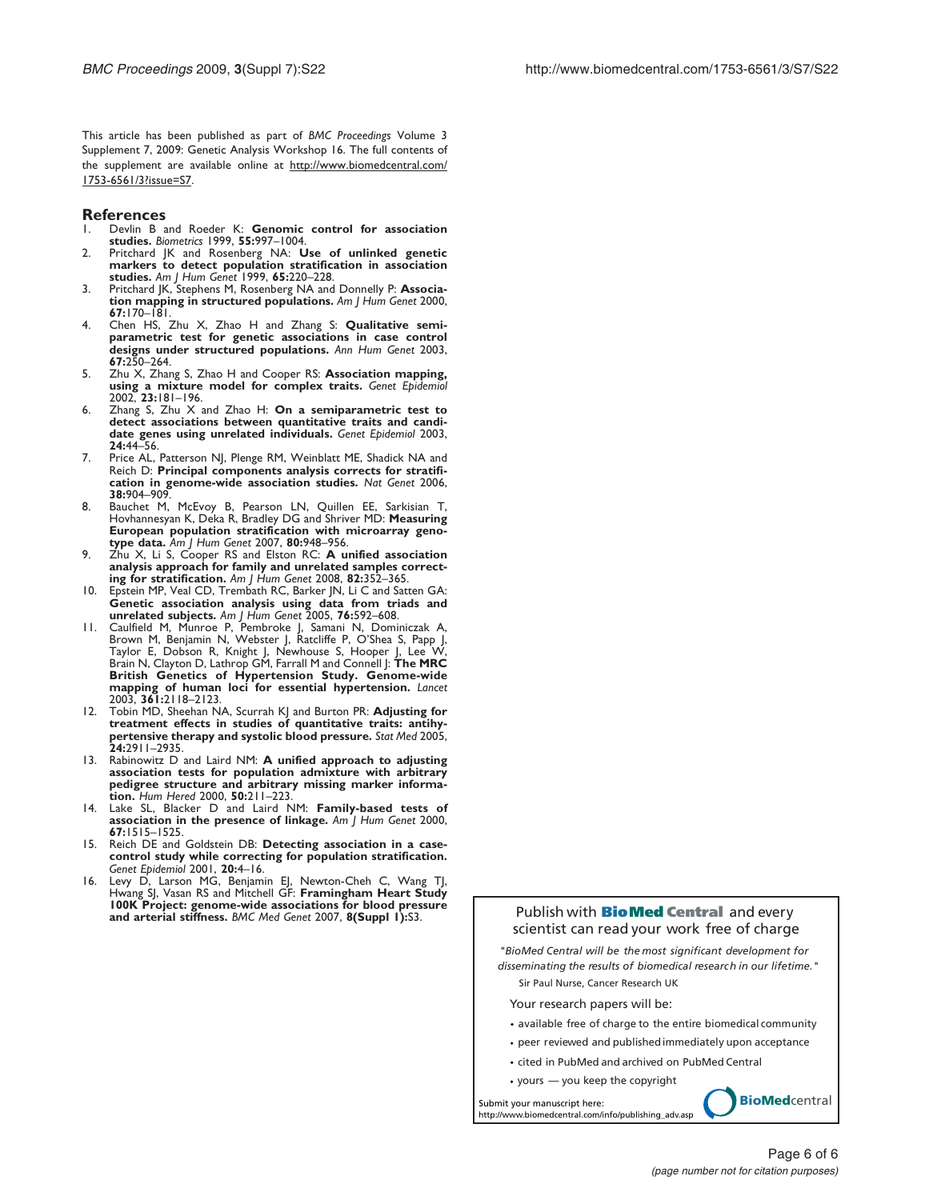This article has been published as part of *BMC Proceedings* Volume 3 Supplement 7, 2009: Genetic Analysis Workshop 16. The full contents of the supplement are available online at http://www.biomedcentral.com/1753-6561/3?issue=S7.

## References

1. Devlin B and Roeder K: **Genomic control for association studies.** *Biometrics* 1999, **55:**997–1004.
2. Pritchard JK and Rosenberg NA: **Use of unlinked genetic markers to detect population stratification in association studies.** *Am J Hum Genet* 1999, **65:**220–228.
3. Pritchard JK, Stephens M, Rosenberg NA and Donnelly P: **Association mapping in structured populations.** *Am J Hum Genet* 2000, **67:**170–181.
4. Chen HS, Zhu X, Zhao H and Zhang S: **Qualitative semi-parametric test for genetic associations in case control designs under structured populations.** *Ann Hum Genet* 2003, **67:**250–264.
5. Zhu X, Zhang S, Zhao H and Cooper RS: **Association mapping, using a mixture model for complex traits.** *Genet Epidemiol* 2002, **23:**181–196.
6. Zhang S, Zhu X and Zhao H: **On a semiparametric test to detect associations between quantitative traits and candidate genes using unrelated individuals.** *Genet Epidemiol* 2003, **24:**44–56.
7. Price AL, Patterson NJ, Plenge RM, Weinblatt ME, Shadick NA and Reich D: **Principal components analysis corrects for stratification in genome-wide association studies.** *Nat Genet* 2006, **38:**904–909.
8. Bauchet M, McEvoy B, Pearson LN, Quillen EE, Sarkisian T, Hovhannesyan K, Deka R, Bradley DG and Shriver MD: **Measuring European population stratification with microarray genotype data.** *Am J Hum Genet* 2007, **80:**948–956.
9. Zhu X, Li S, Cooper RS and Elston RC: **A unified association analysis approach for family and unrelated samples correcting for stratification.** *Am J Hum Genet* 2008, **82:**352–365.
10. Epstein MP, Veal CD, Trembath RC, Barker JN, Li C and Satten GA: **Genetic association analysis using data from triads and unrelated subjects.** *Am J Hum Genet* 2005, **76:**592–608.
11. Caulfield M, Munroe P, Pembroke J, Samani N, Dominiczak A, Brown M, Benjamin N, Webster J, Ratcliffe P, O'Shea S, Papp J, Taylor E, Dobson R, Knight J, Newhouse S, Hooper J, Lee W, Brain N, Clayton D, Lathrop GM, Farrall M and Connell J: **The MRC British Genetics of Hypertension Study. Genome-wide mapping of human loci for essential hypertension.** *Lancet* 2003, **361:**2118–2123.
12. Tobin MD, Sheehan NA, Scurrah KJ and Burton PR: **Adjusting for treatment effects in studies of quantitative traits: antihypertensive therapy and systolic blood pressure.** *Stat Med* 2005, **24:**2911–2935.
13. Rabinowitz D and Laird NM: **A unified approach to adjusting association tests for population admixture with arbitrary pedigree structure and arbitrary missing marker information.** *Hum Hered* 2000, **50:**211–223.
14. Lake SL, Blacker D and Laird NM: **Family-based tests of association in the presence of linkage.** *Am J Hum Genet* 2000, **67:**1515–1525.
15. Reich DE and Goldstein DB: **Detecting association in a case-control study while correcting for population stratification.** *Genet Epidemiol* 2001, **20:**4–16.
16. Levy D, Larson MG, Benjamin EJ, Newton-Cheh C, Wang TJ, Hwang SJ, Vasan RS and Mitchell GF: **Framingham Heart Study 100K Project: genome-wide associations for blood pressure and arterial stiffness.** *BMC Med Genet* 2007, **8(Suppl 1):**S3.

Publish with **BioMed Central** and every scientist can read your work free of charge

*"BioMed Central will be the most significant development for disseminating the results of biomedical research in our lifetime."*
Sir Paul Nurse, Cancer Research UK

Your research papers will be:

- available free of charge to the entire biomedical community
- peer reviewed and published immediately upon acceptance
- cited in PubMed and archived on PubMed Central
- yours — you keep the copyright

Submit your manuscript here:
http://www.biomedcentral.com/info/publishing_adv.asp

BioMedcentral